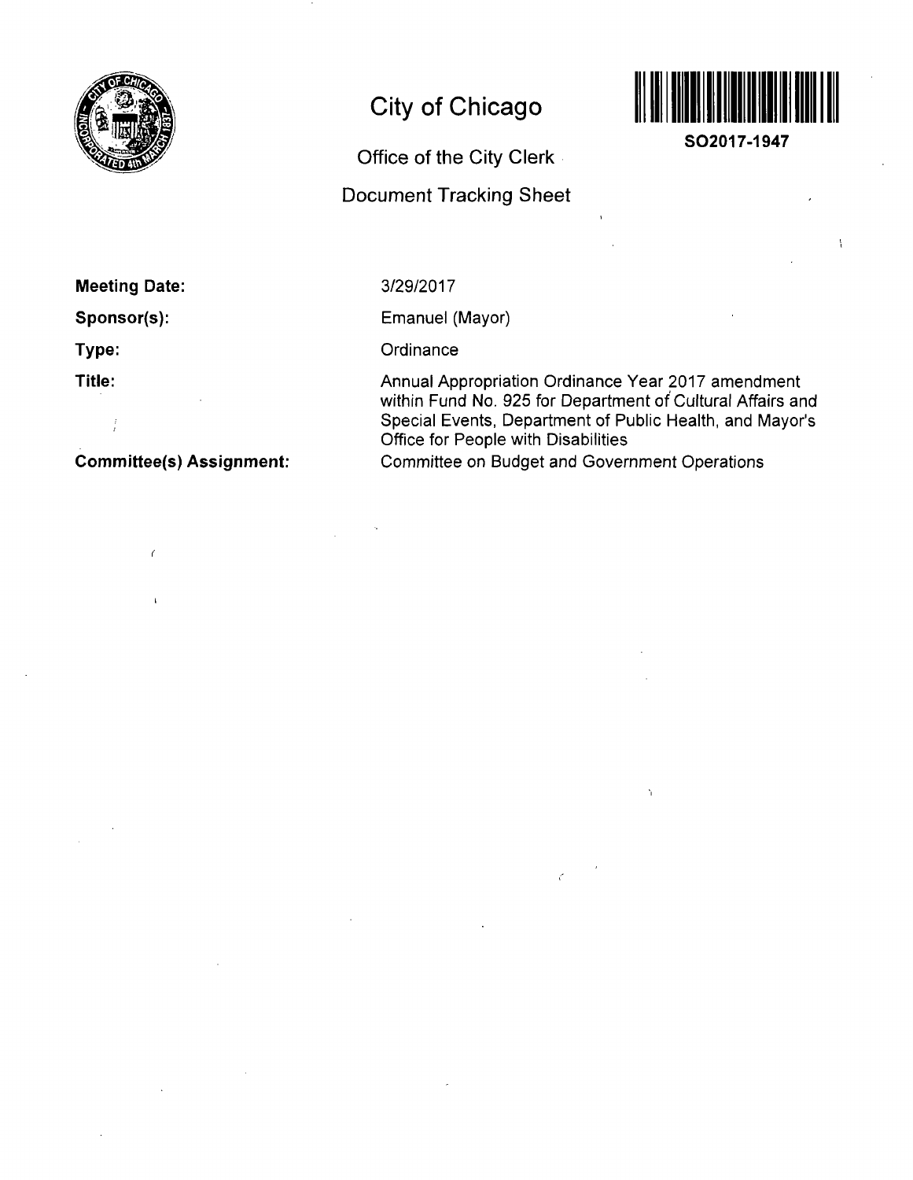# City of Chicago

## Office of the City Clerk

## Document Tracking Sheet

SO2017-1947

**Meeting Date:** 3/29/2017

**Sponsor(s):** Emanuel (Mayor)

**Type:** Ordinance

**Title:** Annual Appropriation Ordinance Year 2017 amendment within Fund No. 925 for Department of Cultural Affairs and Special Events, Department of Public Health, and Mayor's Office for People with Disabilities

**Committee(s) Assignment:** Committee on Budget and Government Operations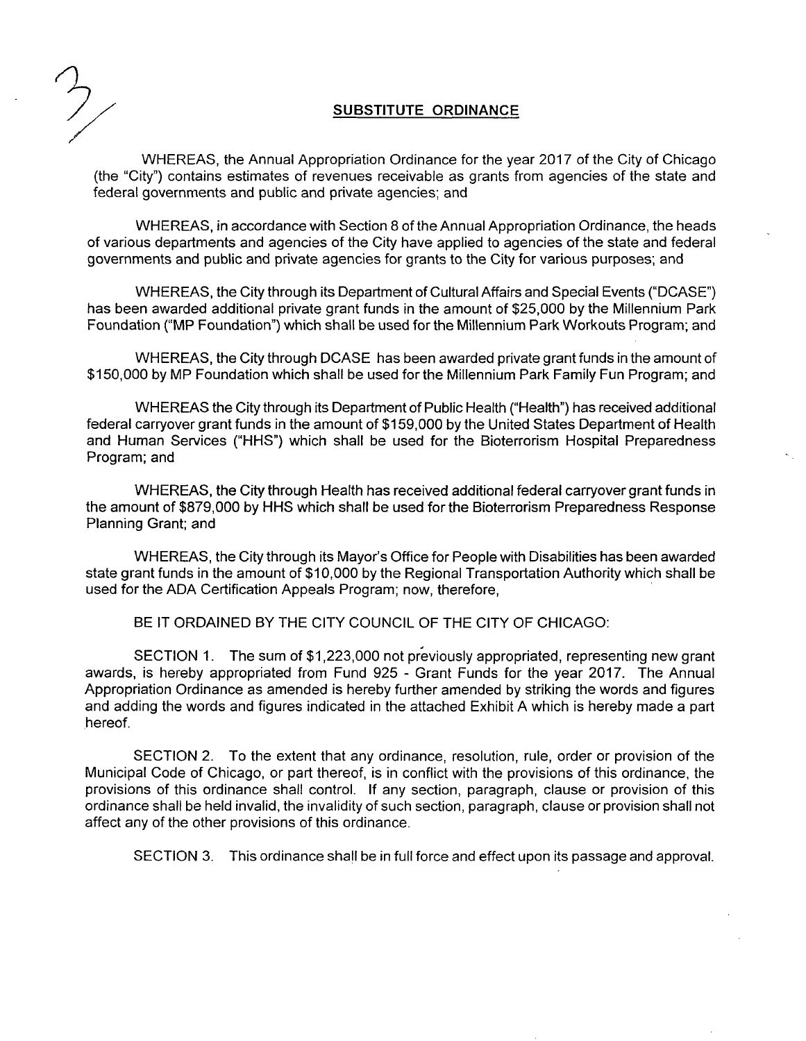## SUBSTITUTE ORDINANCE

WHEREAS, the Annual Appropriation Ordinance for the year 2017 of the City of Chicago (the "City") contains estimates of revenues receivable as grants from agencies of the state and federal governments and public and private agencies; and

WHEREAS, in accordance with Section 8 of the Annual Appropriation Ordinance, the heads of various departments and agencies of the City have applied to agencies of the state and federal governments and public and private agencies for grants to the City for various purposes; and

WHEREAS, the City through its Department of Cultural Affairs and Special Events ("DCASE") has been awarded additional private grant funds in the amount of $25,000 by the Millennium Park Foundation ("MP Foundation") which shall be used for the Millennium Park Workouts Program; and

WHEREAS, the City through DCASE has been awarded private grant funds in the amount of $150,000 by MP Foundation which shall be used for the Millennium Park Family Fun Program; and

WHEREAS the City through its Department of Public Health ("Health") has received additional federal carryover grant funds in the amount of $159,000 by the United States Department of Health and Human Services ("HHS") which shall be used for the Bioterrorism Hospital Preparedness Program; and

WHEREAS, the City through Health has received additional federal carryover grant funds in the amount of $879,000 by HHS which shall be used for the Bioterrorism Preparedness Response Planning Grant; and

WHEREAS, the City through its Mayor's Office for People with Disabilities has been awarded state grant funds in the amount of $10,000 by the Regional Transportation Authority which shall be used for the ADA Certification Appeals Program; now, therefore,

BE IT ORDAINED BY THE CITY COUNCIL OF THE CITY OF CHICAGO:

SECTION 1. The sum of $1,223,000 not previously appropriated, representing new grant awards, is hereby appropriated from Fund 925 - Grant Funds for the year 2017. The Annual Appropriation Ordinance as amended is hereby further amended by striking the words and figures and adding the words and figures indicated in the attached Exhibit A which is hereby made a part hereof.

SECTION 2. To the extent that any ordinance, resolution, rule, order or provision of the Municipal Code of Chicago, or part thereof, is in conflict with the provisions of this ordinance, the provisions of this ordinance shall control. If any section, paragraph, clause or provision of this ordinance shall be held invalid, the invalidity of such section, paragraph, clause or provision shall not affect any of the other provisions of this ordinance.

SECTION 3. This ordinance shall be in full force and effect upon its passage and approval.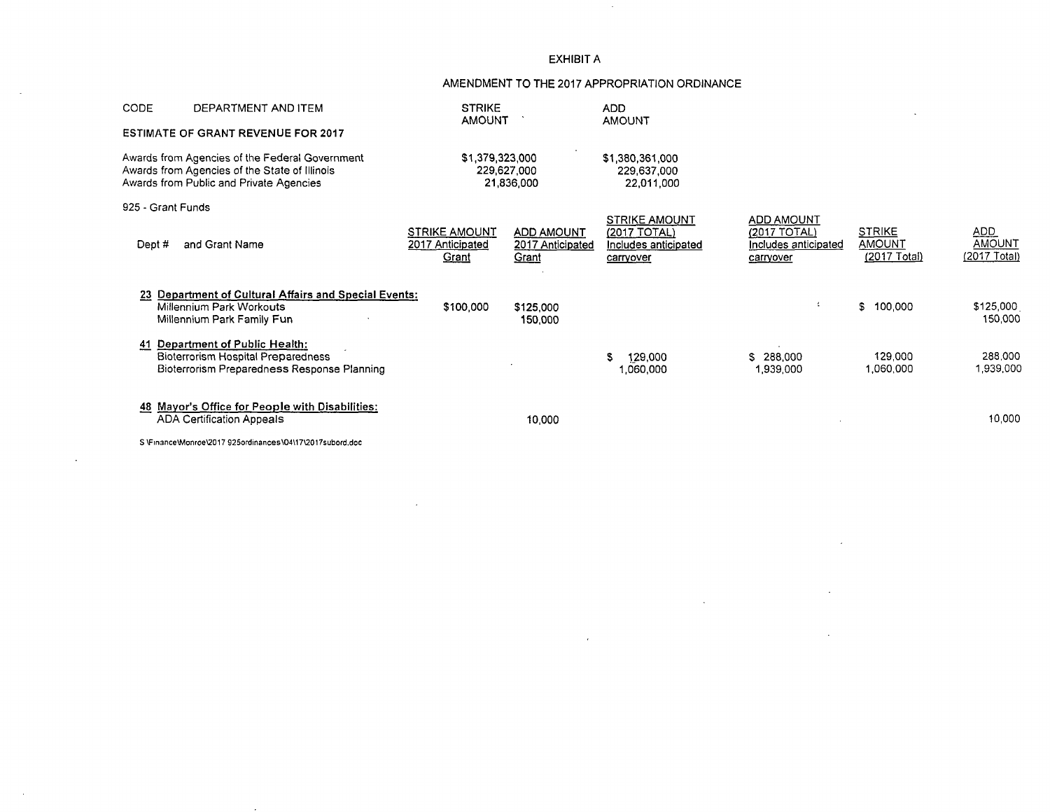EXHIBIT A

AMENDMENT TO THE 2017 APPROPRIATION ORDINANCE

| CODE | DEPARTMENT AND ITEM | STRIKE AMOUNT | ADD AMOUNT |
|---|---|---|---|
| | **ESTIMATE OF GRANT REVENUE FOR 2017** | | |
| | Awards from Agencies of the Federal Government | $1,379,323,000 | $1,380,361,000 |
| | Awards from Agencies of the State of Illinois | 229,627,000 | 229,637,000 |
| | Awards from Public and Private Agencies | 21,836,000 | 22,011,000 |

925 - Grant Funds

| Dept # and Grant Name | STRIKE AMOUNT 2017 Anticipated Grant | ADD AMOUNT 2017 Anticipated Grant | STRIKE AMOUNT (2017 TOTAL) Includes anticipated carryover | ADD AMOUNT (2017 TOTAL) Includes anticipated carryover | STRIKE AMOUNT (2017 Total) | ADD AMOUNT (2017 Total) |
|---|---|---|---|---|---|---|
| **23 Department of Cultural Affairs and Special Events:** | | | | | | |
| Millennium Park Workouts | $100,000 | $125,000 | | | $ 100,000 | $125,000 |
| Millennium Park Family Fun | | 150,000 | | | | 150,000 |
| **41 Department of Public Health:** | | | | | | |
| Bioterrorism Hospital Preparedness | | | $ 129,000 | $ 288,000 | 129,000 | 288,000 |
| Bioterrorism Preparedness Response Planning | | | 1,060,000 | 1,939,000 | 1,060,000 | 1,939,000 |
| **48 Mayor's Office for People with Disabilities:** | | | | | | |
| ADA Certification Appeals | | 10,000 | | | | 10,000 |

S:\Finance\Monroe\2017 925ordinances\04\17\2017subord.doc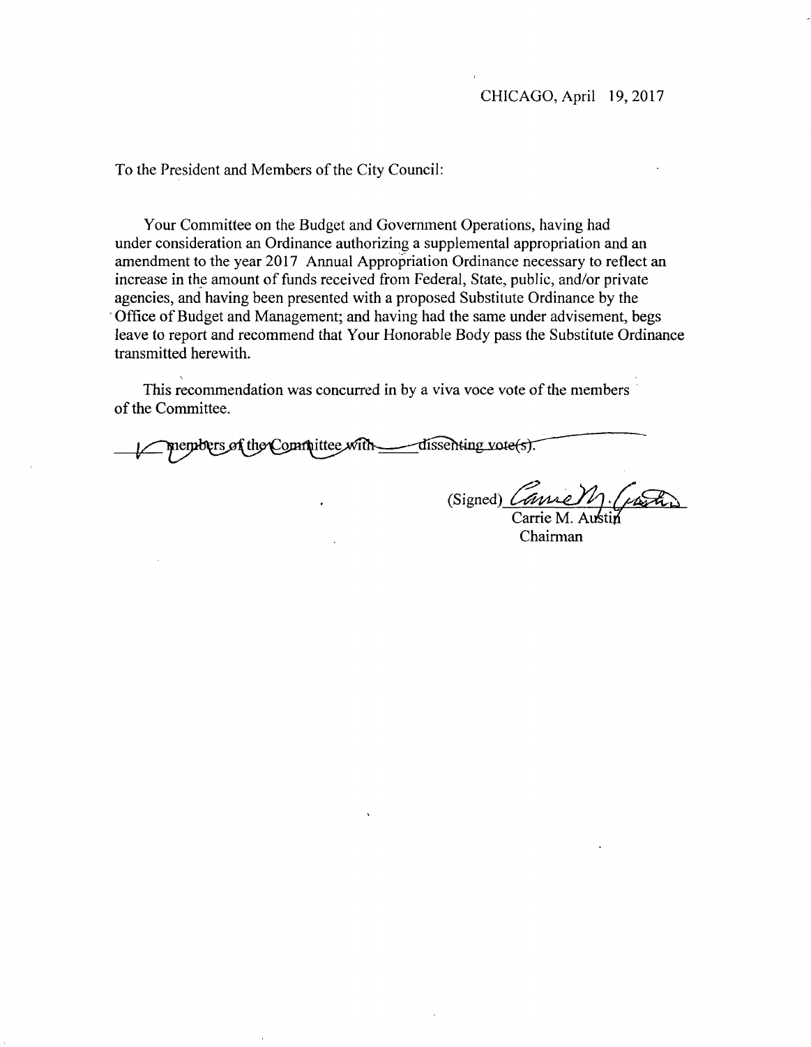CHICAGO, April 19, 2017

To the President and Members of the City Council:

Your Committee on the Budget and Government Operations, having had under consideration an Ordinance authorizing a supplemental appropriation and an amendment to the year 2017 Annual Appropriation Ordinance necessary to reflect an increase in the amount of funds received from Federal, State, public, and/or private agencies, and having been presented with a proposed Substitute Ordinance by the Office of Budget and Management; and having had the same under advisement, begs leave to report and recommend that Your Honorable Body pass the Substitute Ordinance transmitted herewith.

This recommendation was concurred in by a viva voce vote of the members of the Committee.

\_\_\_\_\_ members of the Committee with \_\_\_\_\_ dissenting vote(s).

(Signed) Carrie M. Austin

Carrie M. Austin
Chairman